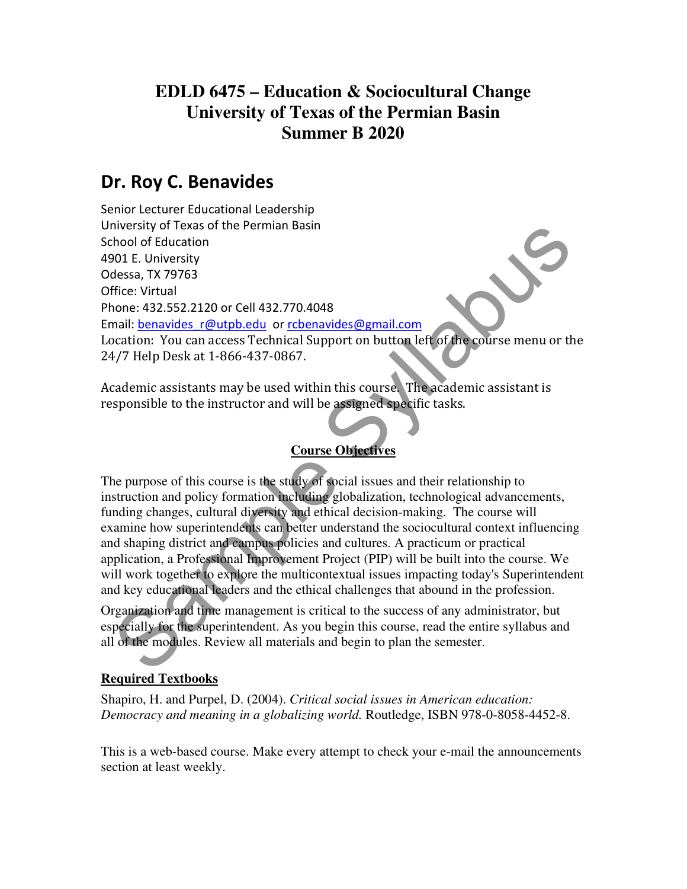# EDLD 6475 – Education & Sociocultural Change
# University of Texas of the Permian Basin
# Summer B 2020

## Dr. Roy C. Benavides

Senior Lecturer Educational Leadership
University of Texas of the Permian Basin
School of Education
4901 E. University
Odessa, TX 79763
Office: Virtual
Phone: 432.552.2120 or Cell 432.770.4048
Email: benavides_r@utpb.edu or rcbenavides@gmail.com
Location: You can access Technical Support on button left of the course menu or the 24/7 Help Desk at 1-866-437-0867.

Academic assistants may be used within this course. The academic assistant is responsible to the instructor and will be assigned specific tasks.

### Course Objectives

The purpose of this course is the study of social issues and their relationship to instruction and policy formation including globalization, technological advancements, funding changes, cultural diversity and ethical decision-making. The course will examine how superintendents can better understand the sociocultural context influencing and shaping district and campus policies and cultures. A practicum or practical application, a Professional Improvement Project (PIP) will be built into the course. We will work together to explore the multicontextual issues impacting today's Superintendent and key educational leaders and the ethical challenges that abound in the profession.

Organization and time management is critical to the success of any administrator, but especially for the superintendent. As you begin this course, read the entire syllabus and all of the modules. Review all materials and begin to plan the semester.

### Required Textbooks

Shapiro, H. and Purpel, D. (2004). *Critical social issues in American education: Democracy and meaning in a globalizing world.* Routledge, ISBN 978-0-8058-4452-8.

This is a web-based course. Make every attempt to check your e-mail the announcements section at least weekly.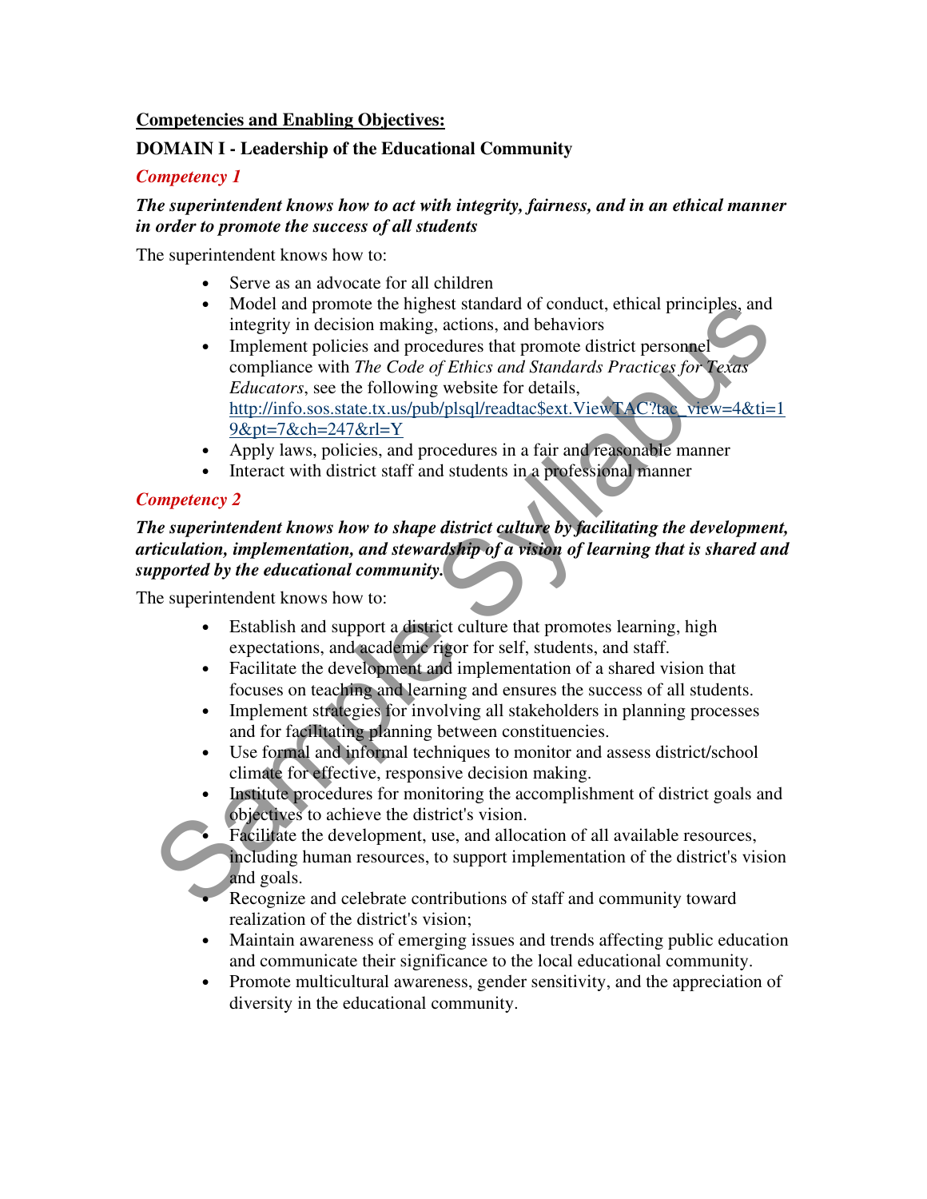**Competencies and Enabling Objectives:**

**DOMAIN I - Leadership of the Educational Community**

***Competency 1***

***The superintendent knows how to act with integrity, fairness, and in an ethical manner in order to promote the success of all students***

The superintendent knows how to:

- Serve as an advocate for all children
- Model and promote the highest standard of conduct, ethical principles, and integrity in decision making, actions, and behaviors
- Implement policies and procedures that promote district personnel compliance with *The Code of Ethics and Standards Practices for Texas Educators*, see the following website for details, [http://info.sos.state.tx.us/pub/plsql/readtac$ext.ViewTAC?tac_view=4&ti=19&pt=7&ch=247&rl=Y](http://info.sos.state.tx.us/pub/plsql/readtac$ext.ViewTAC?tac_view=4&ti=19&pt=7&ch=247&rl=Y)
- Apply laws, policies, and procedures in a fair and reasonable manner
- Interact with district staff and students in a professional manner

***Competency 2***

***The superintendent knows how to shape district culture by facilitating the development, articulation, implementation, and stewardship of a vision of learning that is shared and supported by the educational community.***

The superintendent knows how to:

- Establish and support a district culture that promotes learning, high expectations, and academic rigor for self, students, and staff.
- Facilitate the development and implementation of a shared vision that focuses on teaching and learning and ensures the success of all students.
- Implement strategies for involving all stakeholders in planning processes and for facilitating planning between constituencies.
- Use formal and informal techniques to monitor and assess district/school climate for effective, responsive decision making.
- Institute procedures for monitoring the accomplishment of district goals and objectives to achieve the district's vision.
- Facilitate the development, use, and allocation of all available resources, including human resources, to support implementation of the district's vision and goals.
- Recognize and celebrate contributions of staff and community toward realization of the district's vision;
- Maintain awareness of emerging issues and trends affecting public education and communicate their significance to the local educational community.
- Promote multicultural awareness, gender sensitivity, and the appreciation of diversity in the educational community.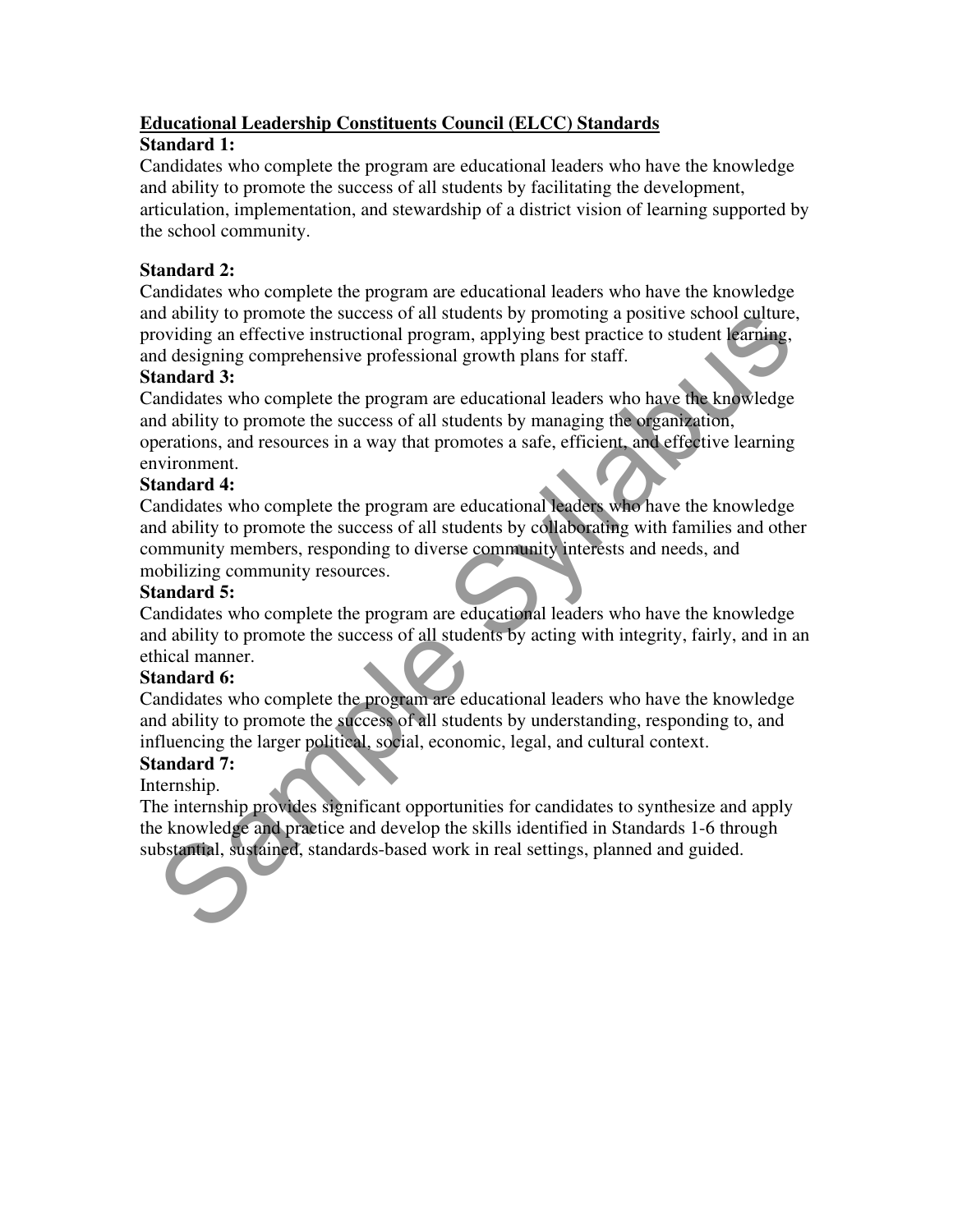## Educational Leadership Constituents Council (ELCC) Standards

**Standard 1:**

Candidates who complete the program are educational leaders who have the knowledge and ability to promote the success of all students by facilitating the development, articulation, implementation, and stewardship of a district vision of learning supported by the school community.

**Standard 2:**

Candidates who complete the program are educational leaders who have the knowledge and ability to promote the success of all students by promoting a positive school culture, providing an effective instructional program, applying best practice to student learning, and designing comprehensive professional growth plans for staff.

**Standard 3:**

Candidates who complete the program are educational leaders who have the knowledge and ability to promote the success of all students by managing the organization, operations, and resources in a way that promotes a safe, efficient, and effective learning environment.

**Standard 4:**

Candidates who complete the program are educational leaders who have the knowledge and ability to promote the success of all students by collaborating with families and other community members, responding to diverse community interests and needs, and mobilizing community resources.

**Standard 5:**

Candidates who complete the program are educational leaders who have the knowledge and ability to promote the success of all students by acting with integrity, fairly, and in an ethical manner.

**Standard 6:**

Candidates who complete the program are educational leaders who have the knowledge and ability to promote the success of all students by understanding, responding to, and influencing the larger political, social, economic, legal, and cultural context.

**Standard 7:**

Internship.

The internship provides significant opportunities for candidates to synthesize and apply the knowledge and practice and develop the skills identified in Standards 1-6 through substantial, sustained, standards-based work in real settings, planned and guided.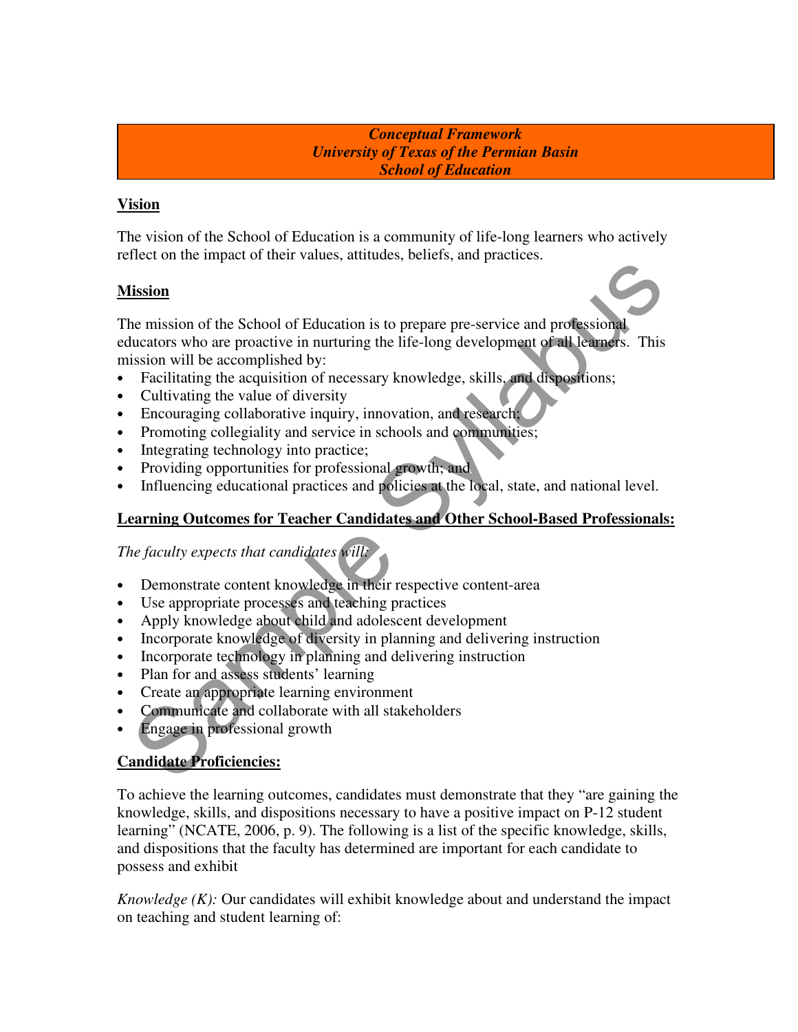***Conceptual Framework***
***University of Texas of the Permian Basin***
***School of Education***

## Vision

The vision of the School of Education is a community of life-long learners who actively reflect on the impact of their values, attitudes, beliefs, and practices.

## Mission

The mission of the School of Education is to prepare pre-service and professional educators who are proactive in nurturing the life-long development of all learners. This mission will be accomplished by:

- Facilitating the acquisition of necessary knowledge, skills, and dispositions;
- Cultivating the value of diversity
- Encouraging collaborative inquiry, innovation, and research;
- Promoting collegiality and service in schools and communities;
- Integrating technology into practice;
- Providing opportunities for professional growth; and
- Influencing educational practices and policies at the local, state, and national level.

## Learning Outcomes for Teacher Candidates and Other School-Based Professionals:

*The faculty expects that candidates will:*

- Demonstrate content knowledge in their respective content-area
- Use appropriate processes and teaching practices
- Apply knowledge about child and adolescent development
- Incorporate knowledge of diversity in planning and delivering instruction
- Incorporate technology in planning and delivering instruction
- Plan for and assess students' learning
- Create an appropriate learning environment
- Communicate and collaborate with all stakeholders
- Engage in professional growth

## Candidate Proficiencies:

To achieve the learning outcomes, candidates must demonstrate that they "are gaining the knowledge, skills, and dispositions necessary to have a positive impact on P-12 student learning" (NCATE, 2006, p. 9). The following is a list of the specific knowledge, skills, and dispositions that the faculty has determined are important for each candidate to possess and exhibit

*Knowledge (K):* Our candidates will exhibit knowledge about and understand the impact on teaching and student learning of: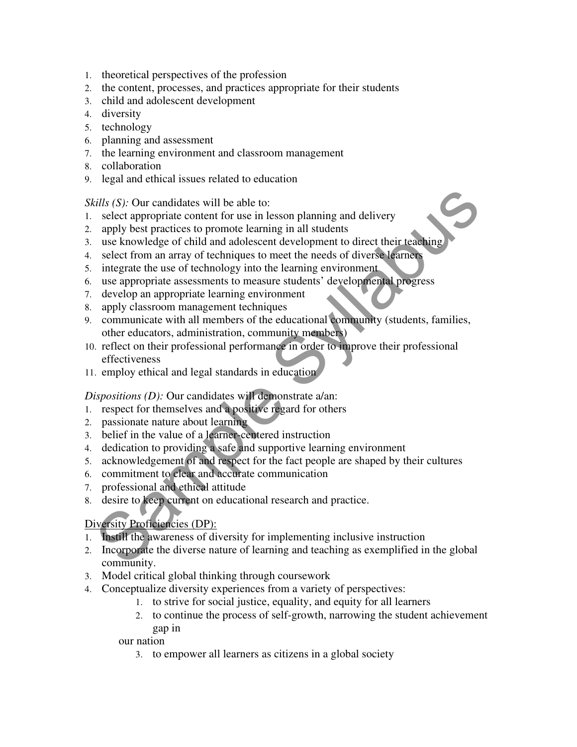1. theoretical perspectives of the profession
2. the content, processes, and practices appropriate for their students
3. child and adolescent development
4. diversity
5. technology
6. planning and assessment
7. the learning environment and classroom management
8. collaboration
9. legal and ethical issues related to education

*Skills (S):* Our candidates will be able to:

1. select appropriate content for use in lesson planning and delivery
2. apply best practices to promote learning in all students
3. use knowledge of child and adolescent development to direct their teaching
4. select from an array of techniques to meet the needs of diverse learners
5. integrate the use of technology into the learning environment
6. use appropriate assessments to measure students' developmental progress
7. develop an appropriate learning environment
8. apply classroom management techniques
9. communicate with all members of the educational community (students, families, other educators, administration, community members)
10. reflect on their professional performance in order to improve their professional effectiveness
11. employ ethical and legal standards in education

*Dispositions (D):* Our candidates will demonstrate a/an:

1. respect for themselves and a positive regard for others
2. passionate nature about learning
3. belief in the value of a learner-centered instruction
4. dedication to providing a safe and supportive learning environment
5. acknowledgement of and respect for the fact people are shaped by their cultures
6. commitment to clear and accurate communication
7. professional and ethical attitude
8. desire to keep current on educational research and practice.

<u>Diversity Proficiencies (DP):</u>

1. Instill the awareness of diversity for implementing inclusive instruction
2. Incorporate the diverse nature of learning and teaching as exemplified in the global community.
3. Model critical global thinking through coursework
4. Conceptualize diversity experiences from a variety of perspectives:
    1. to strive for social justice, equality, and equity for all learners
    2. to continue the process of self-growth, narrowing the student achievement gap in our nation
    3. to empower all learners as citizens in a global society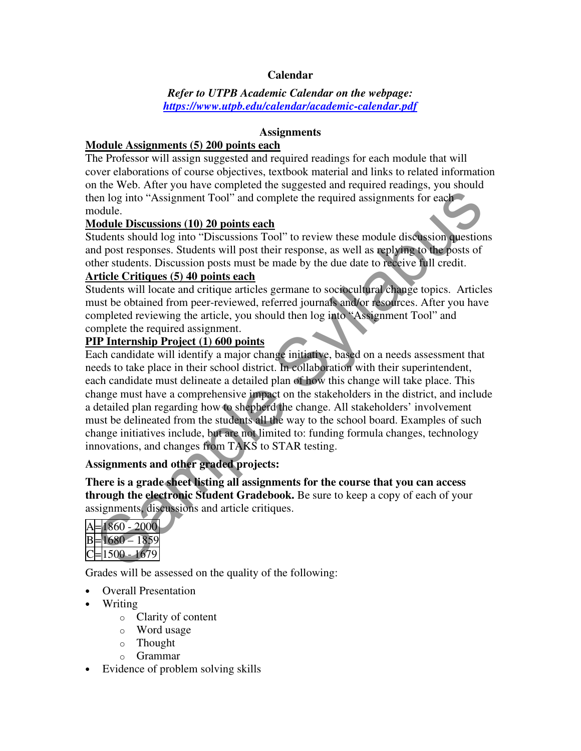## Calendar

***Refer to UTPB Academic Calendar on the webpage:***
***[https://www.utpb.edu/calendar/academic-calendar.pdf](https://www.utpb.edu/calendar/academic-calendar.pdf)***

## Assignments

**Module Assignments (5) 200 points each**

The Professor will assign suggested and required readings for each module that will cover elaborations of course objectives, textbook material and links to related information on the Web. After you have completed the suggested and required readings, you should then log into "Assignment Tool" and complete the required assignments for each module.

**Module Discussions (10) 20 points each**

Students should log into "Discussions Tool" to review these module discussion questions and post responses. Students will post their response, as well as replying to the posts of other students. Discussion posts must be made by the due date to receive full credit.

**Article Critiques (5) 40 points each**

Students will locate and critique articles germane to sociocultural change topics. Articles must be obtained from peer-reviewed, referred journals and/or resources. After you have completed reviewing the article, you should then log into "Assignment Tool" and complete the required assignment.

**PIP Internship Project (1) 600 points**

Each candidate will identify a major change initiative, based on a needs assessment that needs to take place in their school district. In collaboration with their superintendent, each candidate must delineate a detailed plan of how this change will take place. This change must have a comprehensive impact on the stakeholders in the district, and include a detailed plan regarding how to shepherd the change. All stakeholders' involvement must be delineated from the students all the way to the school board. Examples of such change initiatives include, but are not limited to: funding formula changes, technology innovations, and changes from TAKS to STAR testing.

**Assignments and other graded projects:**

**There is a grade sheet listing all assignments for the course that you can access through the electronic Student Gradebook.** Be sure to keep a copy of each of your assignments, discussions and article critiques.

| Grade | Points |
|---|---|
| A= | 1860 - 2000 |
| B= | 1680 – 1859 |
| C= | 1500 - 1679 |

Grades will be assessed on the quality of the following:

- Overall Presentation
- Writing
  - Clarity of content
  - Word usage
  - Thought
  - Grammar
- Evidence of problem solving skills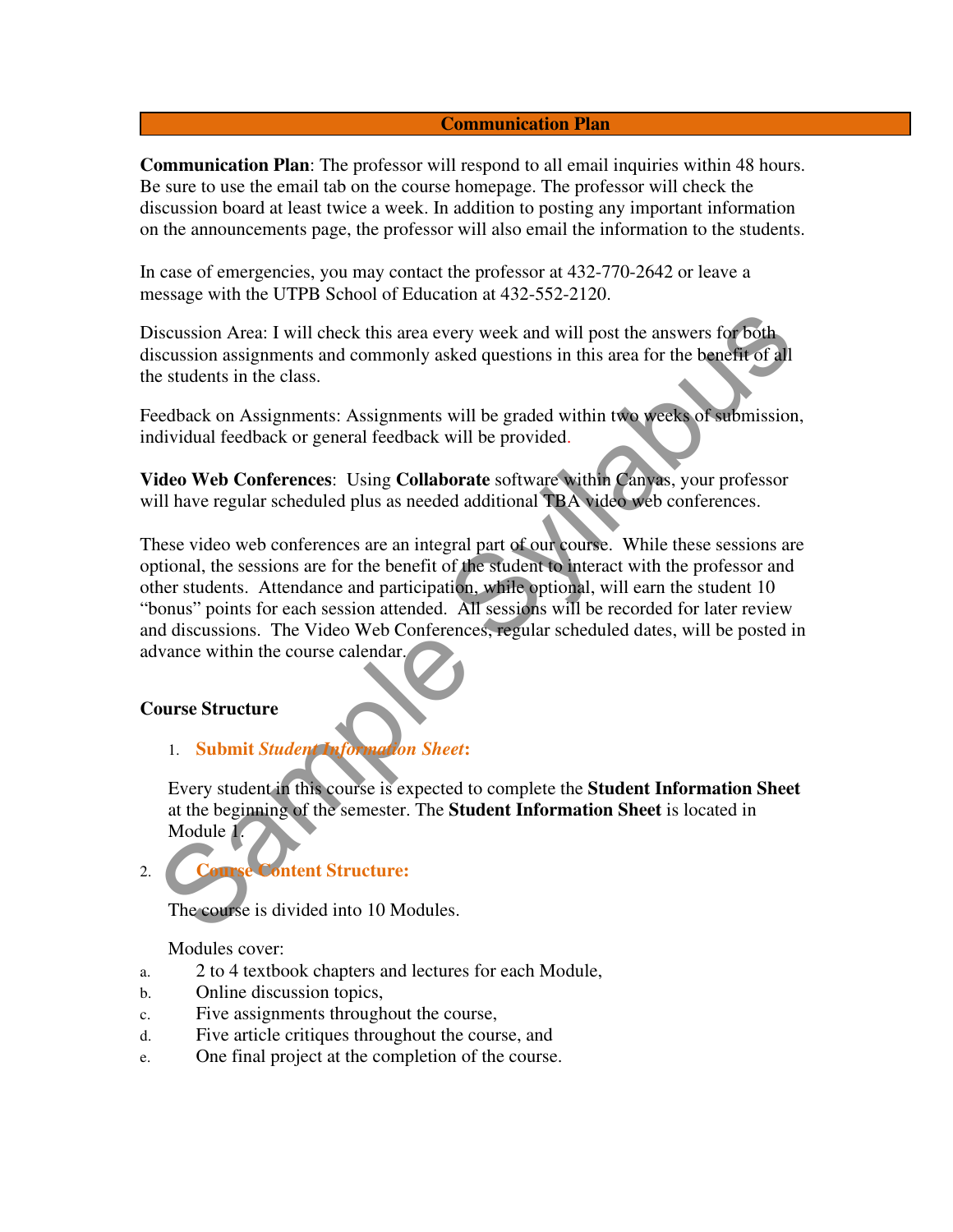## Communication Plan

**Communication Plan**: The professor will respond to all email inquiries within 48 hours. Be sure to use the email tab on the course homepage. The professor will check the discussion board at least twice a week. In addition to posting any important information on the announcements page, the professor will also email the information to the students.

In case of emergencies, you may contact the professor at 432-770-2642 or leave a message with the UTPB School of Education at 432-552-2120.

Discussion Area: I will check this area every week and will post the answers for both discussion assignments and commonly asked questions in this area for the benefit of all the students in the class.

Feedback on Assignments: Assignments will be graded within two weeks of submission, individual feedback or general feedback will be provided.

**Video Web Conferences**: Using **Collaborate** software within Canvas, your professor will have regular scheduled plus as needed additional TBA video web conferences.

These video web conferences are an integral part of our course. While these sessions are optional, the sessions are for the benefit of the student to interact with the professor and other students. Attendance and participation, while optional, will earn the student 10 "bonus" points for each session attended. All sessions will be recorded for later review and discussions. The Video Web Conferences, regular scheduled dates, will be posted in advance within the course calendar.

### Course Structure

1. **Submit *Student Information Sheet*:**

   Every student in this course is expected to complete the **Student Information Sheet** at the beginning of the semester. The **Student Information Sheet** is located in Module 1.

2. **Course Content Structure:**

   The course is divided into 10 Modules.

   Modules cover:

   a. 2 to 4 textbook chapters and lectures for each Module,
   b. Online discussion topics,
   c. Five assignments throughout the course,
   d. Five article critiques throughout the course, and
   e. One final project at the completion of the course.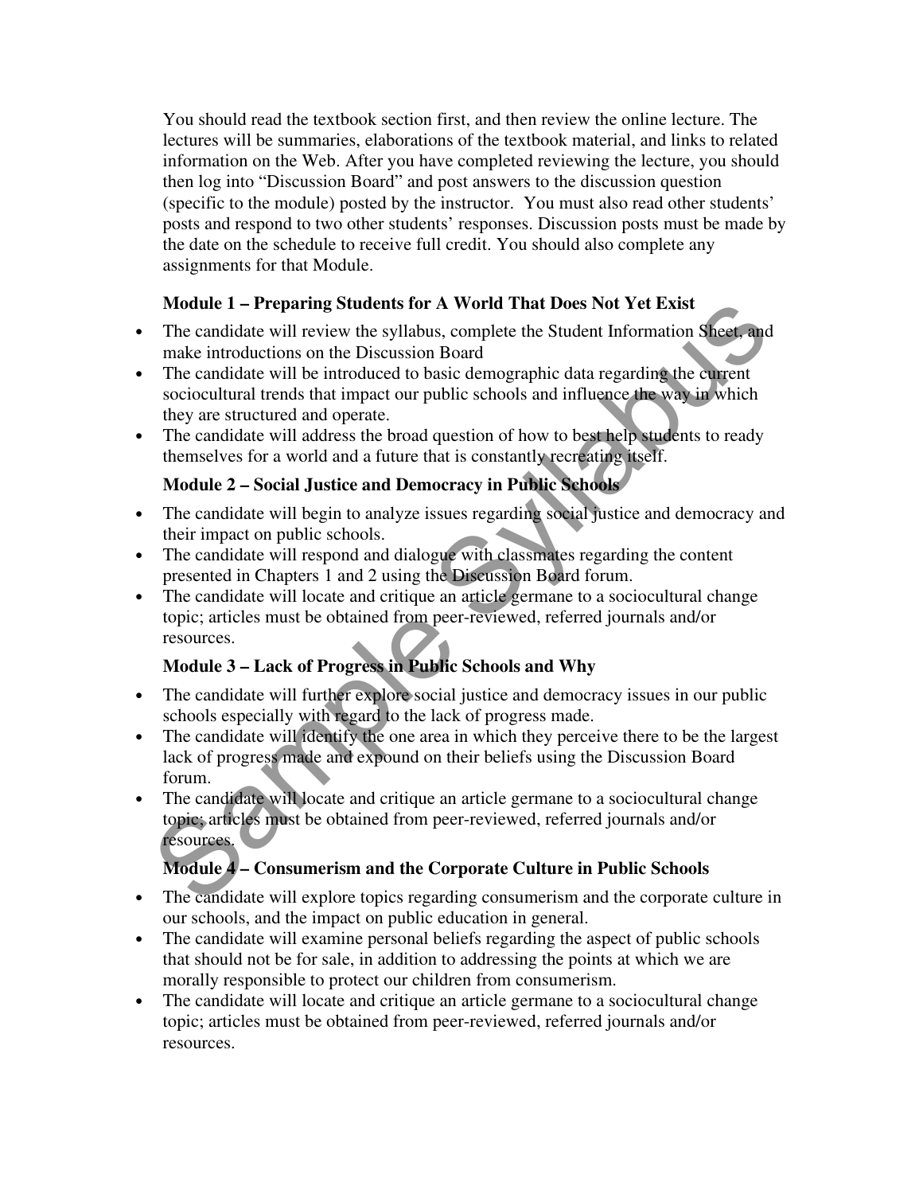You should read the textbook section first, and then review the online lecture. The lectures will be summaries, elaborations of the textbook material, and links to related information on the Web. After you have completed reviewing the lecture, you should then log into "Discussion Board" and post answers to the discussion question (specific to the module) posted by the instructor. You must also read other students' posts and respond to two other students' responses. Discussion posts must be made by the date on the schedule to receive full credit. You should also complete any assignments for that Module.

**Module 1 – Preparing Students for A World That Does Not Yet Exist**

- The candidate will review the syllabus, complete the Student Information Sheet, and make introductions on the Discussion Board
- The candidate will be introduced to basic demographic data regarding the current sociocultural trends that impact our public schools and influence the way in which they are structured and operate.
- The candidate will address the broad question of how to best help students to ready themselves for a world and a future that is constantly recreating itself.

**Module 2 – Social Justice and Democracy in Public Schools**

- The candidate will begin to analyze issues regarding social justice and democracy and their impact on public schools.
- The candidate will respond and dialogue with classmates regarding the content presented in Chapters 1 and 2 using the Discussion Board forum.
- The candidate will locate and critique an article germane to a sociocultural change topic; articles must be obtained from peer-reviewed, referred journals and/or resources.

**Module 3 – Lack of Progress in Public Schools and Why**

- The candidate will further explore social justice and democracy issues in our public schools especially with regard to the lack of progress made.
- The candidate will identify the one area in which they perceive there to be the largest lack of progress made and expound on their beliefs using the Discussion Board forum.
- The candidate will locate and critique an article germane to a sociocultural change topic; articles must be obtained from peer-reviewed, referred journals and/or resources.

**Module 4 – Consumerism and the Corporate Culture in Public Schools**

- The candidate will explore topics regarding consumerism and the corporate culture in our schools, and the impact on public education in general.
- The candidate will examine personal beliefs regarding the aspect of public schools that should not be for sale, in addition to addressing the points at which we are morally responsible to protect our children from consumerism.
- The candidate will locate and critique an article germane to a sociocultural change topic; articles must be obtained from peer-reviewed, referred journals and/or resources.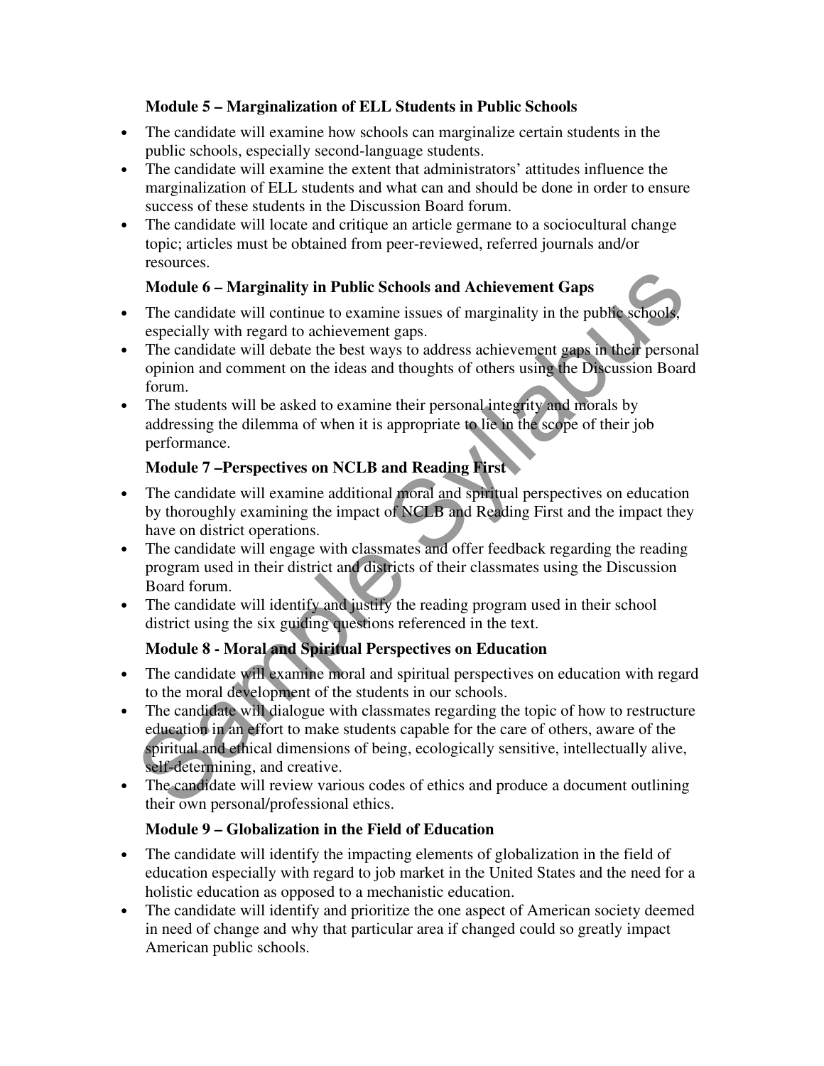**Module 5 – Marginalization of ELL Students in Public Schools**

- The candidate will examine how schools can marginalize certain students in the public schools, especially second-language students.
- The candidate will examine the extent that administrators' attitudes influence the marginalization of ELL students and what can and should be done in order to ensure success of these students in the Discussion Board forum.
- The candidate will locate and critique an article germane to a sociocultural change topic; articles must be obtained from peer-reviewed, referred journals and/or resources.

**Module 6 – Marginality in Public Schools and Achievement Gaps**

- The candidate will continue to examine issues of marginality in the public schools, especially with regard to achievement gaps.
- The candidate will debate the best ways to address achievement gaps in their personal opinion and comment on the ideas and thoughts of others using the Discussion Board forum.
- The students will be asked to examine their personal integrity and morals by addressing the dilemma of when it is appropriate to lie in the scope of their job performance.

**Module 7 –Perspectives on NCLB and Reading First**

- The candidate will examine additional moral and spiritual perspectives on education by thoroughly examining the impact of NCLB and Reading First and the impact they have on district operations.
- The candidate will engage with classmates and offer feedback regarding the reading program used in their district and districts of their classmates using the Discussion Board forum.
- The candidate will identify and justify the reading program used in their school district using the six guiding questions referenced in the text.

**Module 8 - Moral and Spiritual Perspectives on Education**

- The candidate will examine moral and spiritual perspectives on education with regard to the moral development of the students in our schools.
- The candidate will dialogue with classmates regarding the topic of how to restructure education in an effort to make students capable for the care of others, aware of the spiritual and ethical dimensions of being, ecologically sensitive, intellectually alive, self-determining, and creative.
- The candidate will review various codes of ethics and produce a document outlining their own personal/professional ethics.

**Module 9 – Globalization in the Field of Education**

- The candidate will identify the impacting elements of globalization in the field of education especially with regard to job market in the United States and the need for a holistic education as opposed to a mechanistic education.
- The candidate will identify and prioritize the one aspect of American society deemed in need of change and why that particular area if changed could so greatly impact American public schools.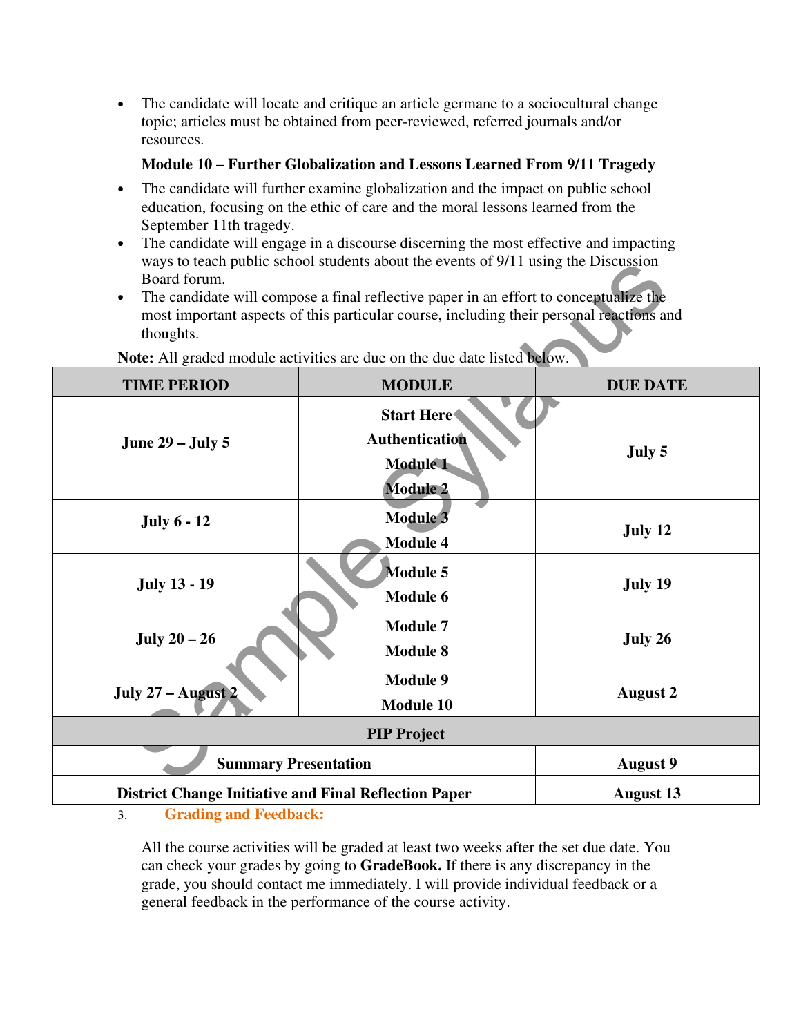- The candidate will locate and critique an article germane to a sociocultural change topic; articles must be obtained from peer-reviewed, referred journals and/or resources.

**Module 10 – Further Globalization and Lessons Learned From 9/11 Tragedy**

- The candidate will further examine globalization and the impact on public school education, focusing on the ethic of care and the moral lessons learned from the September 11th tragedy.
- The candidate will engage in a discourse discerning the most effective and impacting ways to teach public school students about the events of 9/11 using the Discussion Board forum.
- The candidate will compose a final reflective paper in an effort to conceptualize the most important aspects of this particular course, including their personal reactions and thoughts.

**Note:** All graded module activities are due on the due date listed below.

| TIME PERIOD | MODULE | DUE DATE |
|---|---|---|
| **June 29 – July 5** | **Start Here**<br>**Authentication**<br>**Module 1**<br>**Module 2** | **July 5** |
| **July 6 - 12** | **Module 3**<br>**Module 4** | **July 12** |
| **July 13 - 19** | **Module 5**<br>**Module 6** | **July 19** |
| **July 20 – 26** | **Module 7**<br>**Module 8** | **July 26** |
| **July 27 – August 2** | **Module 9**<br>**Module 10** | **August 2** |
| **PIP Project** | | |
| **Summary Presentation** | | **August 9** |
| **District Change Initiative and Final Reflection Paper** | | **August 13** |

3. **Grading and Feedback:**

All the course activities will be graded at least two weeks after the set due date. You can check your grades by going to **GradeBook.** If there is any discrepancy in the grade, you should contact me immediately. I will provide individual feedback or a general feedback in the performance of the course activity.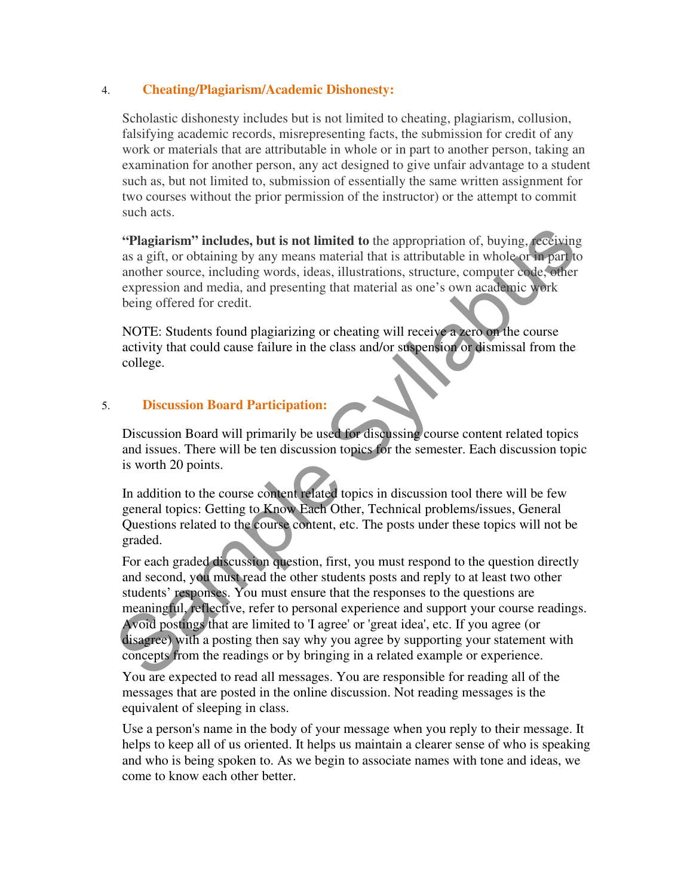4. **Cheating/Plagiarism/Academic Dishonesty:**

Scholastic dishonesty includes but is not limited to cheating, plagiarism, collusion, falsifying academic records, misrepresenting facts, the submission for credit of any work or materials that are attributable in whole or in part to another person, taking an examination for another person, any act designed to give unfair advantage to a student such as, but not limited to, submission of essentially the same written assignment for two courses without the prior permission of the instructor) or the attempt to commit such acts.

**"Plagiarism" includes, but is not limited to** the appropriation of, buying, receiving as a gift, or obtaining by any means material that is attributable in whole or in part to another source, including words, ideas, illustrations, structure, computer code, other expression and media, and presenting that material as one's own academic work being offered for credit.

NOTE: Students found plagiarizing or cheating will receive a zero on the course activity that could cause failure in the class and/or suspension or dismissal from the college.

5. **Discussion Board Participation:**

Discussion Board will primarily be used for discussing course content related topics and issues. There will be ten discussion topics for the semester. Each discussion topic is worth 20 points.

In addition to the course content related topics in discussion tool there will be few general topics: Getting to Know Each Other, Technical problems/issues, General Questions related to the course content, etc. The posts under these topics will not be graded.

For each graded discussion question, first, you must respond to the question directly and second, you must read the other students posts and reply to at least two other students' responses. You must ensure that the responses to the questions are meaningful, reflective, refer to personal experience and support your course readings. Avoid postings that are limited to 'I agree' or 'great idea', etc. If you agree (or disagree) with a posting then say why you agree by supporting your statement with concepts from the readings or by bringing in a related example or experience.

You are expected to read all messages. You are responsible for reading all of the messages that are posted in the online discussion. Not reading messages is the equivalent of sleeping in class.

Use a person's name in the body of your message when you reply to their message. It helps to keep all of us oriented. It helps us maintain a clearer sense of who is speaking and who is being spoken to. As we begin to associate names with tone and ideas, we come to know each other better.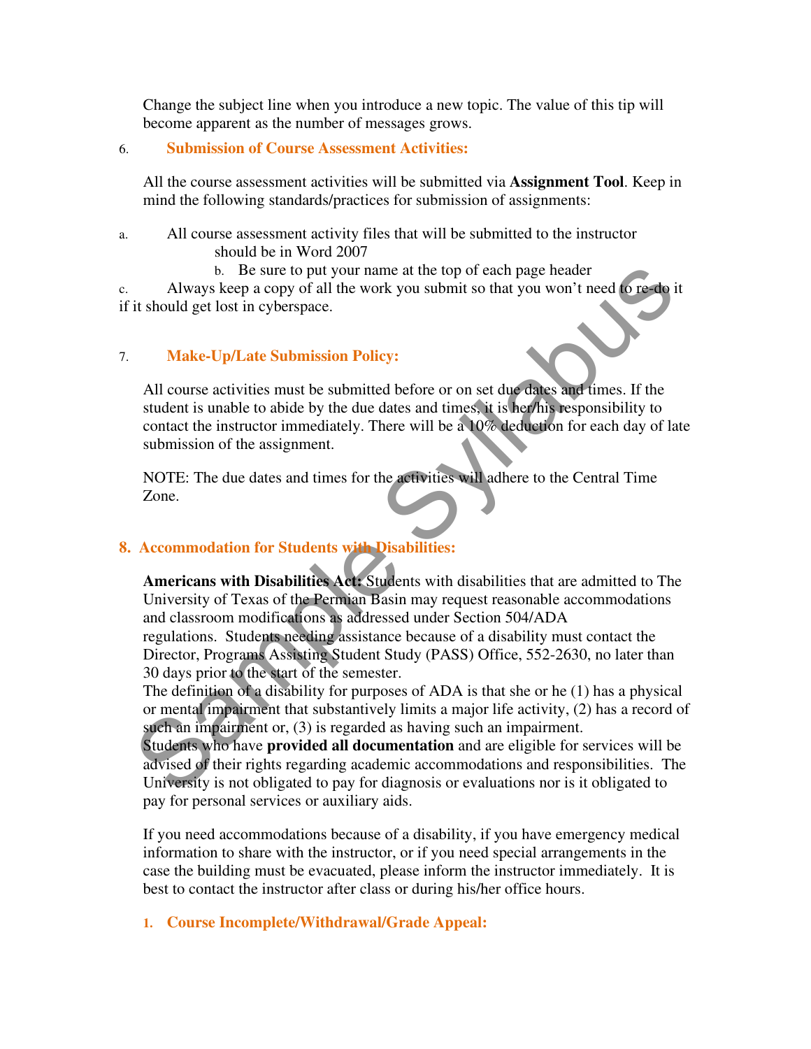Change the subject line when you introduce a new topic. The value of this tip will become apparent as the number of messages grows.

6. **Submission of Course Assessment Activities:**

All the course assessment activities will be submitted via **Assignment Tool**. Keep in mind the following standards/practices for submission of assignments:

a. All course assessment activity files that will be submitted to the instructor should be in Word 2007
b. Be sure to put your name at the top of each page header
c. Always keep a copy of all the work you submit so that you won't need to re-do it if it should get lost in cyberspace.

7. **Make-Up/Late Submission Policy:**

All course activities must be submitted before or on set due dates and times. If the student is unable to abide by the due dates and times, it is her/his responsibility to contact the instructor immediately. There will be a 10% deduction for each day of late submission of the assignment.

NOTE: The due dates and times for the activities will adhere to the Central Time Zone.

## 8. Accommodation for Students with Disabilities:

**Americans with Disabilities Act:** Students with disabilities that are admitted to The University of Texas of the Permian Basin may request reasonable accommodations and classroom modifications as addressed under Section 504/ADA regulations. Students needing assistance because of a disability must contact the Director, Programs Assisting Student Study (PASS) Office, 552-2630, no later than 30 days prior to the start of the semester.
The definition of a disability for purposes of ADA is that she or he (1) has a physical or mental impairment that substantively limits a major life activity, (2) has a record of such an impairment or, (3) is regarded as having such an impairment.
Students who have **provided all documentation** and are eligible for services will be advised of their rights regarding academic accommodations and responsibilities. The University is not obligated to pay for diagnosis or evaluations nor is it obligated to pay for personal services or auxiliary aids.

If you need accommodations because of a disability, if you have emergency medical information to share with the instructor, or if you need special arrangements in the case the building must be evacuated, please inform the instructor immediately. It is best to contact the instructor after class or during his/her office hours.

1. **Course Incomplete/Withdrawal/Grade Appeal:**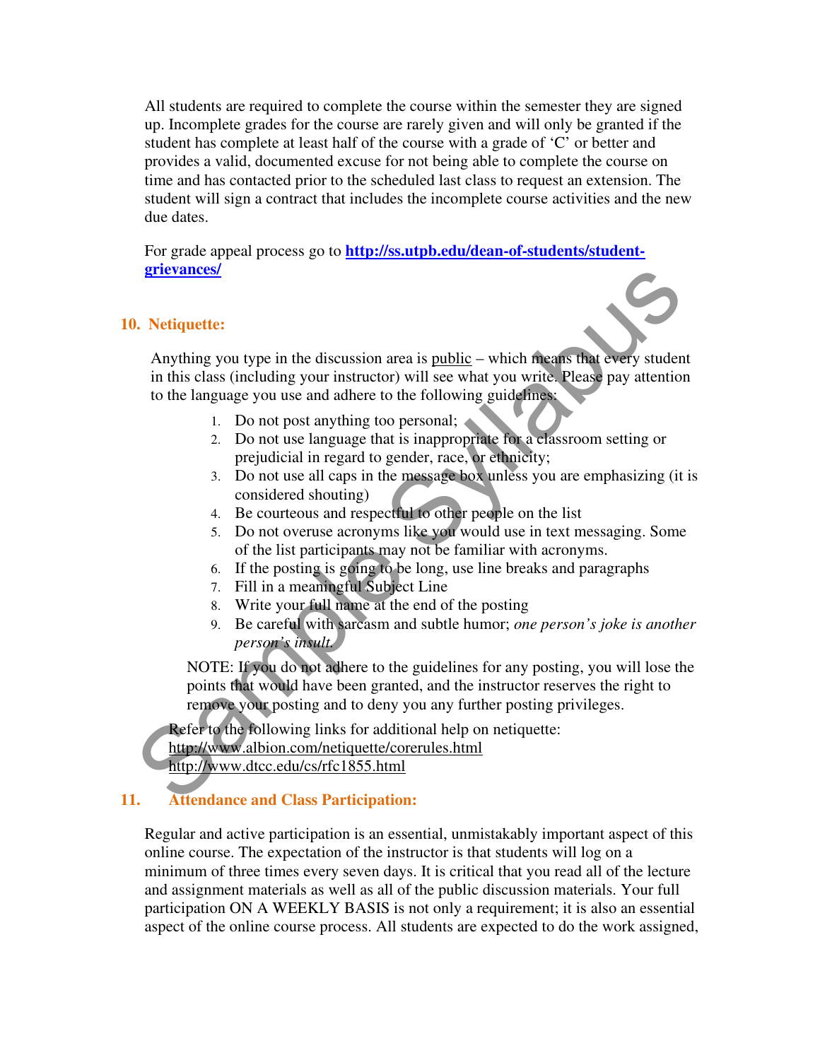All students are required to complete the course within the semester they are signed up. Incomplete grades for the course are rarely given and will only be granted if the student has complete at least half of the course with a grade of 'C' or better and provides a valid, documented excuse for not being able to complete the course on time and has contacted prior to the scheduled last class to request an extension. The student will sign a contract that includes the incomplete course activities and the new due dates.

For grade appeal process go to **[http://ss.utpb.edu/dean-of-students/student-grievances/](http://ss.utpb.edu/dean-of-students/student-grievances/)**

## 10. Netiquette:

Anything you type in the discussion area is public – which means that every student in this class (including your instructor) will see what you write. Please pay attention to the language you use and adhere to the following guidelines:

1. Do not post anything too personal;
2. Do not use language that is inappropriate for a classroom setting or prejudicial in regard to gender, race, or ethnicity;
3. Do not use all caps in the message box unless you are emphasizing (it is considered shouting)
4. Be courteous and respectful to other people on the list
5. Do not overuse acronyms like you would use in text messaging. Some of the list participants may not be familiar with acronyms.
6. If the posting is going to be long, use line breaks and paragraphs
7. Fill in a meaningful Subject Line
8. Write your full name at the end of the posting
9. Be careful with sarcasm and subtle humor; *one person's joke is another person's insult.*

NOTE: If you do not adhere to the guidelines for any posting, you will lose the points that would have been granted, and the instructor reserves the right to remove your posting and to deny you any further posting privileges.

Refer to the following links for additional help on netiquette:
http://www.albion.com/netiquette/corerules.html
http://www.dtcc.edu/cs/rfc1855.html

## 11. Attendance and Class Participation:

Regular and active participation is an essential, unmistakably important aspect of this online course. The expectation of the instructor is that students will log on a minimum of three times every seven days. It is critical that you read all of the lecture and assignment materials as well as all of the public discussion materials. Your full participation ON A WEEKLY BASIS is not only a requirement; it is also an essential aspect of the online course process. All students are expected to do the work assigned,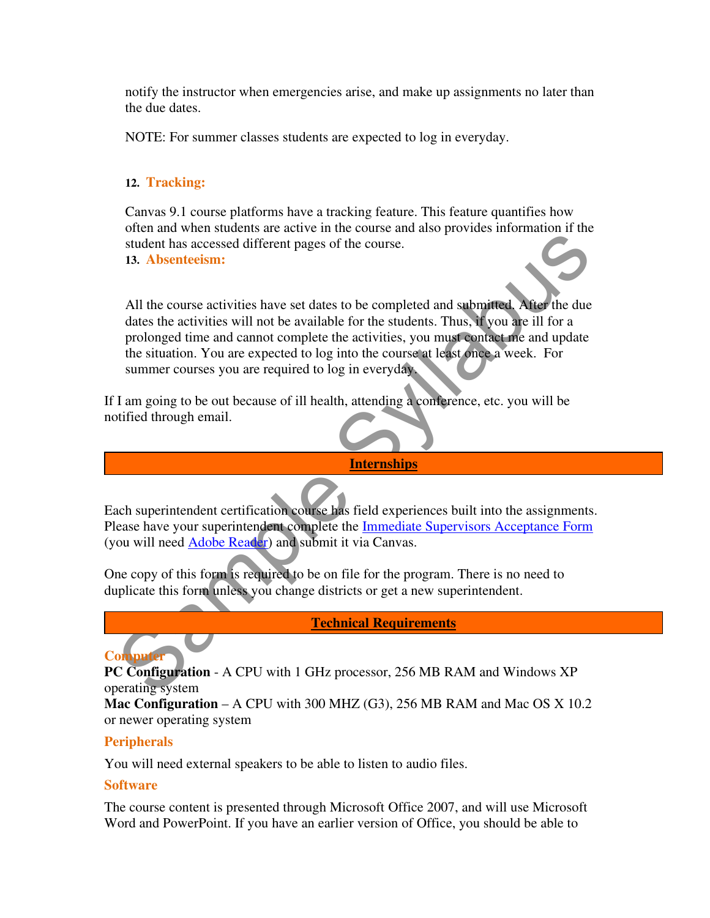notify the instructor when emergencies arise, and make up assignments no later than the due dates.

NOTE: For summer classes students are expected to log in everyday.

**12. Tracking:**

Canvas 9.1 course platforms have a tracking feature. This feature quantifies how often and when students are active in the course and also provides information if the student has accessed different pages of the course.

**13. Absenteeism:**

All the course activities have set dates to be completed and submitted. After the due dates the activities will not be available for the students. Thus, if you are ill for a prolonged time and cannot complete the activities, you must contact me and update the situation. You are expected to log into the course at least once a week. For summer courses you are required to log in everyday.

If I am going to be out because of ill health, attending a conference, etc. you will be notified through email.

## Internships

Each superintendent certification course has field experiences built into the assignments. Please have your superintendent complete the Immediate Supervisors Acceptance Form (you will need Adobe Reader) and submit it via Canvas.

One copy of this form is required to be on file for the program. There is no need to duplicate this form unless you change districts or get a new superintendent.

## Technical Requirements

### Computer

**PC Configuration** - A CPU with 1 GHz processor, 256 MB RAM and Windows XP operating system
**Mac Configuration** – A CPU with 300 MHZ (G3), 256 MB RAM and Mac OS X 10.2 or newer operating system

### Peripherals

You will need external speakers to be able to listen to audio files.

### Software

The course content is presented through Microsoft Office 2007, and will use Microsoft Word and PowerPoint. If you have an earlier version of Office, you should be able to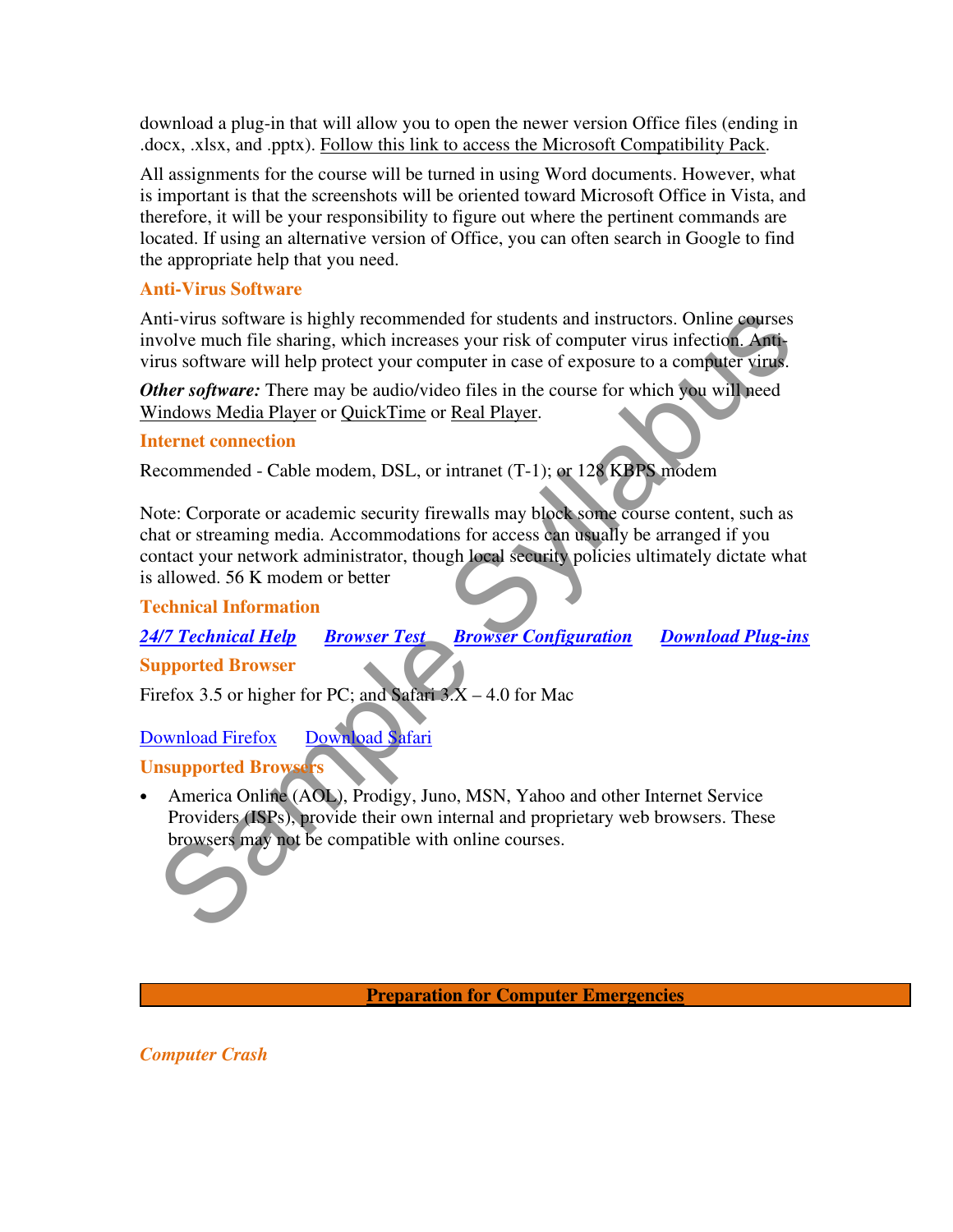download a plug-in that will allow you to open the newer version Office files (ending in .docx, .xlsx, and .pptx). Follow this link to access the Microsoft Compatibility Pack.

All assignments for the course will be turned in using Word documents. However, what is important is that the screenshots will be oriented toward Microsoft Office in Vista, and therefore, it will be your responsibility to figure out where the pertinent commands are located. If using an alternative version of Office, you can often search in Google to find the appropriate help that you need.

### Anti-Virus Software

Anti-virus software is highly recommended for students and instructors. Online courses involve much file sharing, which increases your risk of computer virus infection. Anti-virus software will help protect your computer in case of exposure to a computer virus.

***Other software:*** There may be audio/video files in the course for which you will need Windows Media Player or QuickTime or Real Player.

### Internet connection

Recommended - Cable modem, DSL, or intranet (T-1); or 128 KBPS modem

Note: Corporate or academic security firewalls may block some course content, such as chat or streaming media. Accommodations for access can usually be arranged if you contact your network administrator, though local security policies ultimately dictate what is allowed. 56 K modem or better

### Technical Information

***24/7 Technical Help*** ***Browser Test*** ***Browser Configuration*** ***Download Plug-ins***

### Supported Browser

Firefox 3.5 or higher for PC; and Safari 3.X – 4.0 for Mac

Download Firefox Download Safari

### Unsupported Browsers

- America Online (AOL), Prodigy, Juno, MSN, Yahoo and other Internet Service Providers (ISPs), provide their own internal and proprietary web browsers. These browsers may not be compatible with online courses.

## Preparation for Computer Emergencies

### *Computer Crash*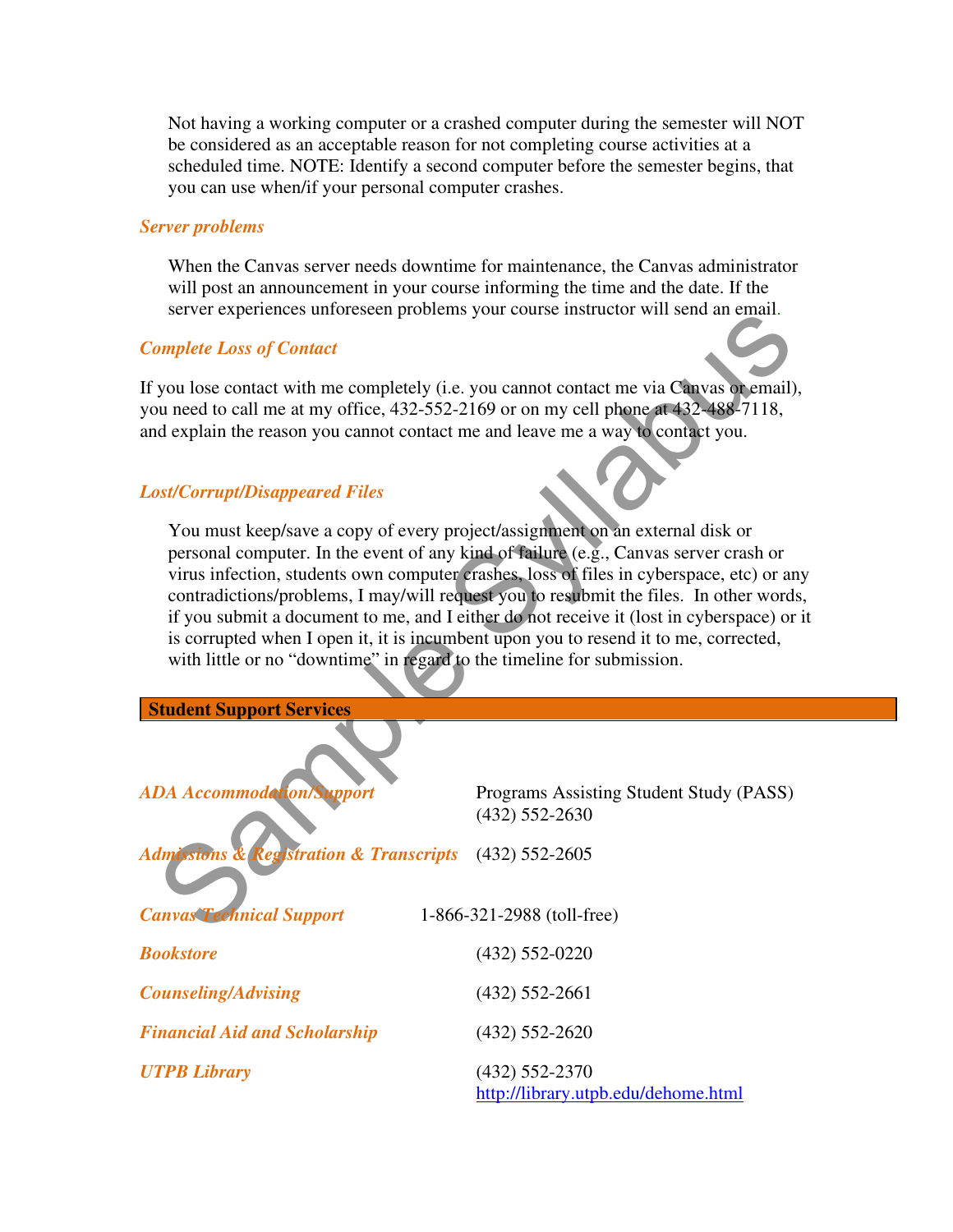Not having a working computer or a crashed computer during the semester will NOT be considered as an acceptable reason for not completing course activities at a scheduled time. NOTE: Identify a second computer before the semester begins, that you can use when/if your personal computer crashes.

***Server problems***

When the Canvas server needs downtime for maintenance, the Canvas administrator will post an announcement in your course informing the time and the date. If the server experiences unforeseen problems your course instructor will send an email.

***Complete Loss of Contact***

If you lose contact with me completely (i.e. you cannot contact me via Canvas or email), you need to call me at my office, 432-552-2169 or on my cell phone at 432-488-7118, and explain the reason you cannot contact me and leave me a way to contact you.

***Lost/Corrupt/Disappeared Files***

You must keep/save a copy of every project/assignment on an external disk or personal computer. In the event of any kind of failure (e.g., Canvas server crash or virus infection, students own computer crashes, loss of files in cyberspace, etc) or any contradictions/problems, I may/will request you to resubmit the files. In other words, if you submit a document to me, and I either do not receive it (lost in cyberspace) or it is corrupted when I open it, it is incumbent upon you to resend it to me, corrected, with little or no "downtime" in regard to the timeline for submission.

## Student Support Services

| | |
|---|---|
| ***ADA Accommodation/Support*** | Programs Assisting Student Study (PASS) (432) 552-2630 |
| ***Admissions & Registration & Transcripts*** | (432) 552-2605 |
| ***Canvas Technical Support*** | 1-866-321-2988 (toll-free) |
| ***Bookstore*** | (432) 552-0220 |
| ***Counseling/Advising*** | (432) 552-2661 |
| ***Financial Aid and Scholarship*** | (432) 552-2620 |
| ***UTPB Library*** | (432) 552-2370 http://library.utpb.edu/dehome.html |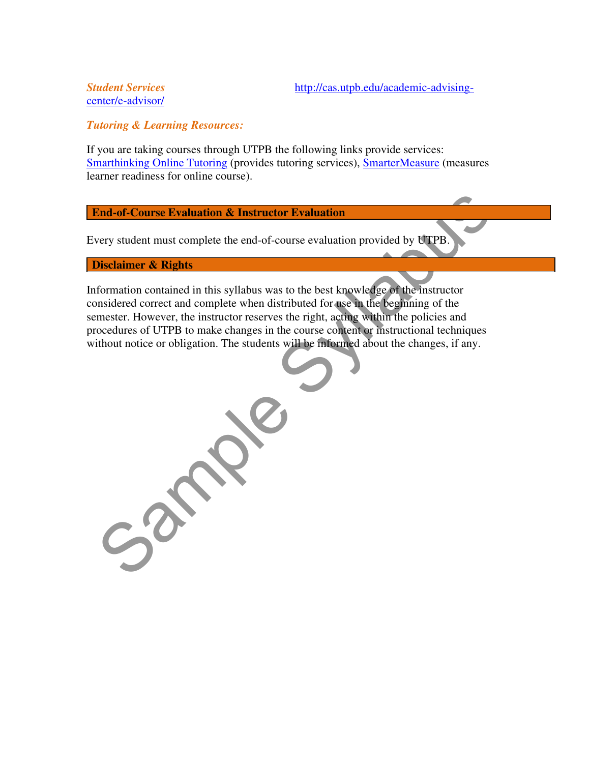***Student Services*** [http://cas.utpb.edu/academic-advising-center/e-advisor/](http://cas.utpb.edu/academic-advising-center/e-advisor/)

***Tutoring & Learning Resources:***

If you are taking courses through UTPB the following links provide services: [Smarthinking Online Tutoring]() (provides tutoring services), [SmarterMeasure]() (measures learner readiness for online course).

## End-of-Course Evaluation & Instructor Evaluation

Every student must complete the end-of-course evaluation provided by UTPB.

## Disclaimer & Rights

Information contained in this syllabus was to the best knowledge of the instructor considered correct and complete when distributed for use in the beginning of the semester. However, the instructor reserves the right, acting within the policies and procedures of UTPB to make changes in the course content or instructional techniques without notice or obligation. The students will be informed about the changes, if any.